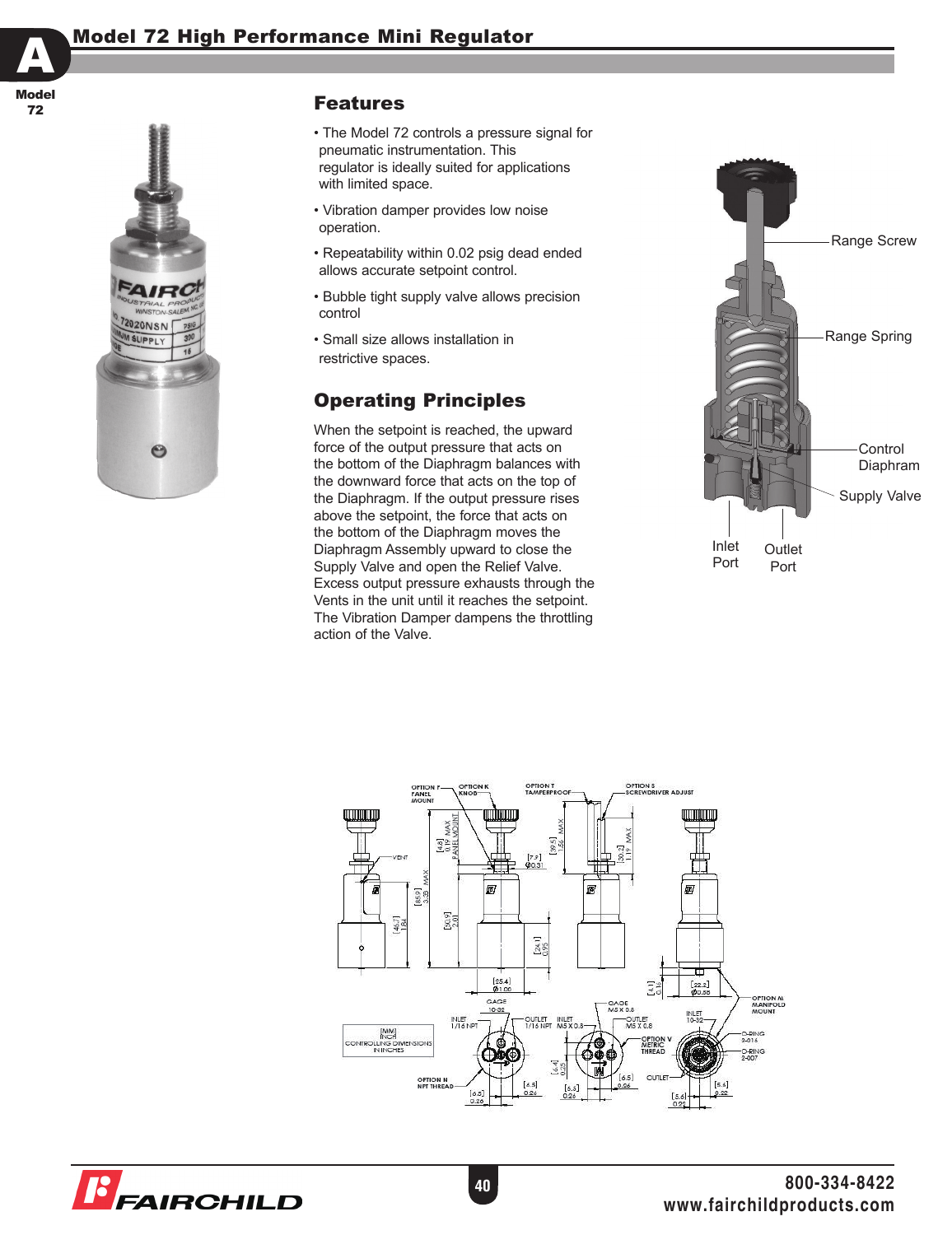# Model 72 High Performance Mini Regulator

## Features

- The Model 72 controls a pressure signal for pneumatic instrumentation. This regulator is ideally suited for applications with limited space.
- Vibration damper provides low noise operation.
- Repeatability within 0.02 psig dead ended allows accurate setpoint control.
- Bubble tight supply valve allows precision control
- Small size allows installation in restrictive spaces.

## Operating Principles

When the setpoint is reached, the upward force of the output pressure that acts on the bottom of the Diaphragm balances with the downward force that acts on the top of the Diaphragm. If the output pressure rises above the setpoint, the force that acts on the bottom of the Diaphragm moves the Diaphragm Assembly upward to close the Supply Valve and open the Relief Valve. Excess output pressure exhausts through the Vents in the unit until it reaches the setpoint. The Vibration Damper dampens the throttling action of the Valve.

Range Screw
Range Spring
Control Diaphram
Supply Valve
Inlet Port
Outlet Port

[MM]
INCH
CONTROLLING DIMENSIONS IN INCHES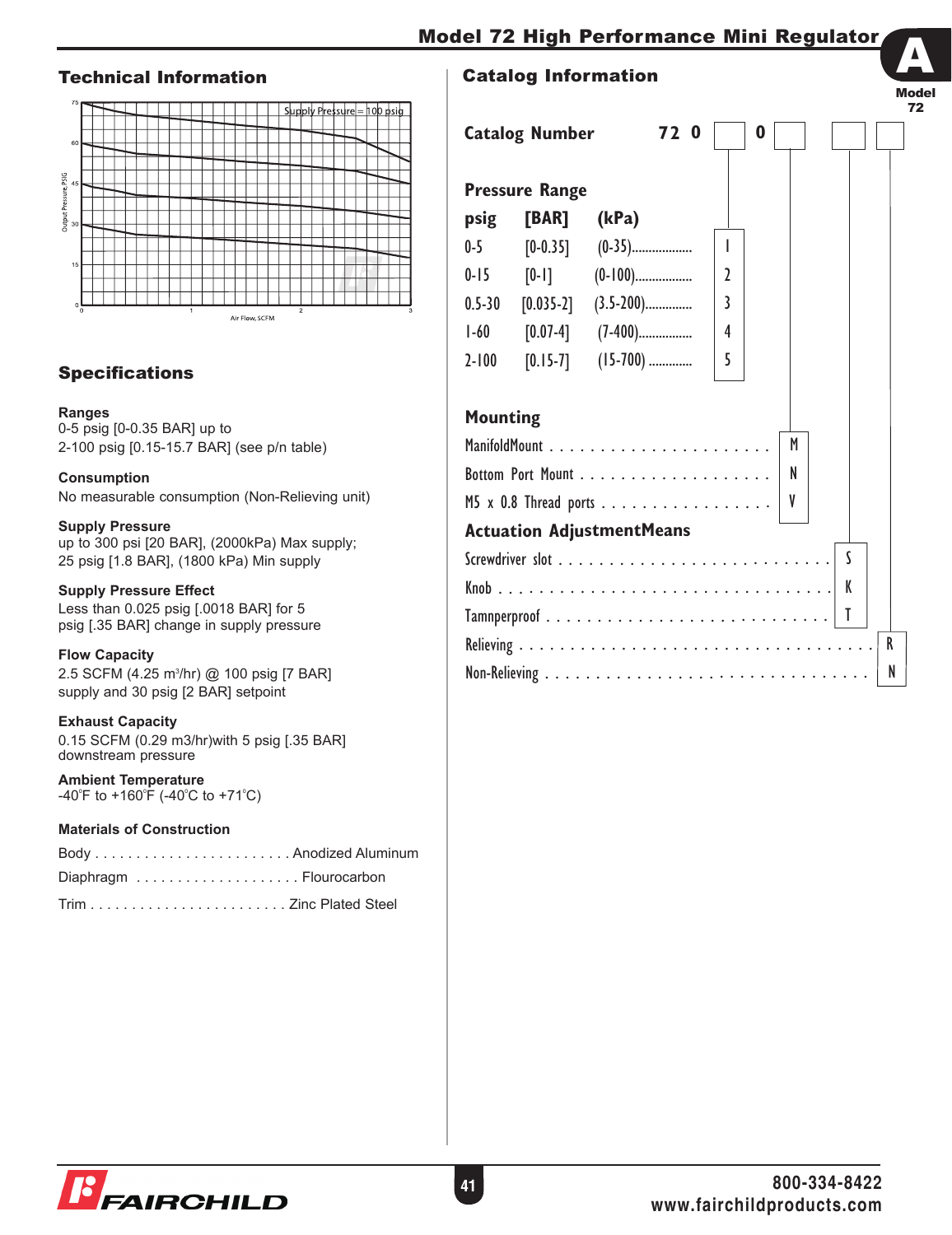## Model 72 High Performance Mini Regulator

### Technical Information

Supply Pressure = 100 psig

75
60
45
30
15
0

Output Pressure, PSIG

0
1
2
3

Air Flow, SCFM

### Specifications

**Ranges**
0-5 psig [0-0.35 BAR] up to
2-100 psig [0.15-15.7 BAR] (see p/n table)

**Consumption**
No measurable consumption (Non-Relieving unit)

**Supply Pressure**
up to 300 psi [20 BAR], (2000kPa) Max supply;
25 psig [1.8 BAR], (1800 kPa) Min supply

**Supply Pressure Effect**
Less than 0.025 psig [.0018 BAR] for 5 psig [.35 BAR] change in supply pressure

**Flow Capacity**
2.5 SCFM (4.25 m³/hr) @ 100 psig [7 BAR] supply and 30 psig [2 BAR] setpoint

**Exhaust Capacity**
0.15 SCFM (0.29 m3/hr)with 5 psig [.35 BAR] downstream pressure

**Ambient Temperature**
-40˚F to +160˚F (-40˚C to +71˚C)

**Materials of Construction**

| | |
|---|---|
| Body | Anodized Aluminum |
| Diaphragm | Flourocarbon |
| Trim | Zinc Plated Steel |

### Catalog Information

**Catalog Number** 72 0 ☐ 0 ☐ ☐ ☐

**Pressure Range**

| psig | [BAR] | (kPa) | |
|---|---|---|---|
| 0-5 | [0-0.35] | (0-35) | 1 |
| 0-15 | [0-1] | (0-100) | 2 |
| 0.5-30 | [0.035-2] | (3.5-200) | 3 |
| 1-60 | [0.07-4] | (7-400) | 4 |
| 2-100 | [0.15-7] | (15-700) | 5 |

**Mounting**

| | |
|---|---|
| ManifoldMount | M |
| Bottom Port Mount | N |
| M5 x 0.8 Thread ports | V |

**Actuation AdjustmentMeans**

| | |
|---|---|
| Screwdriver slot | S |
| Knob | K |
| Tamnperproof | T |

| | |
|---|---|
| Relieving | R |
| Non-Relieving | N |

FAIRCHILD

800-334-8422
www.fairchildproducts.com